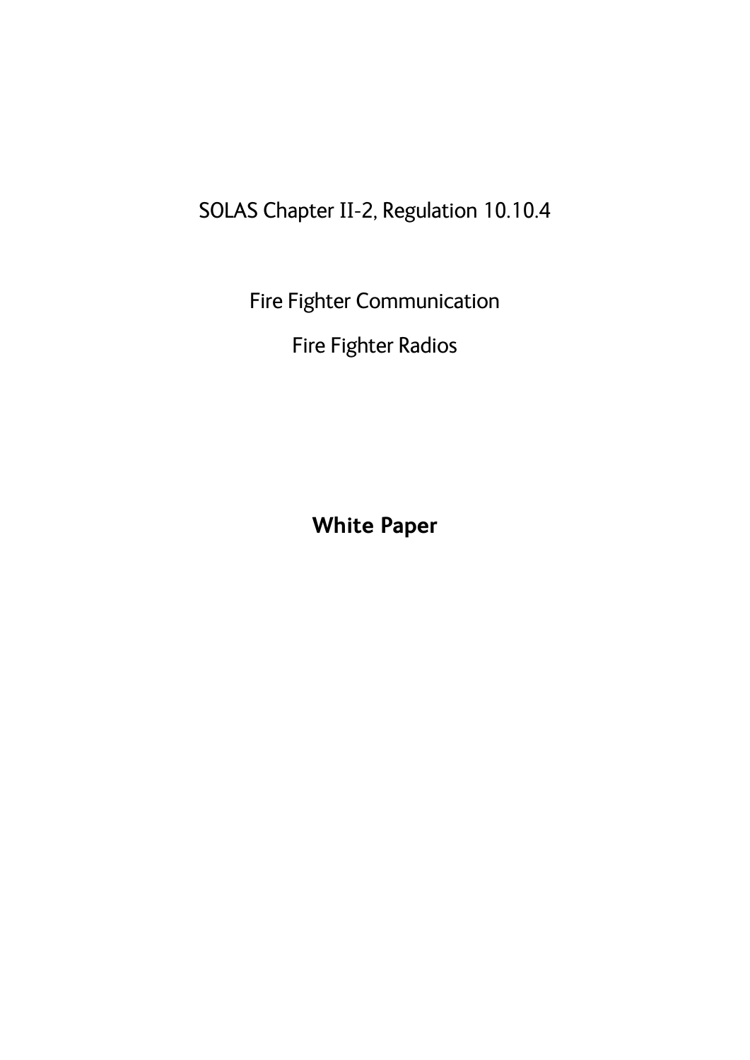SOLAS Chapter II-2, Regulation 10.10.4

Fire Fighter Communication

Fire Fighter Radios

**White Paper**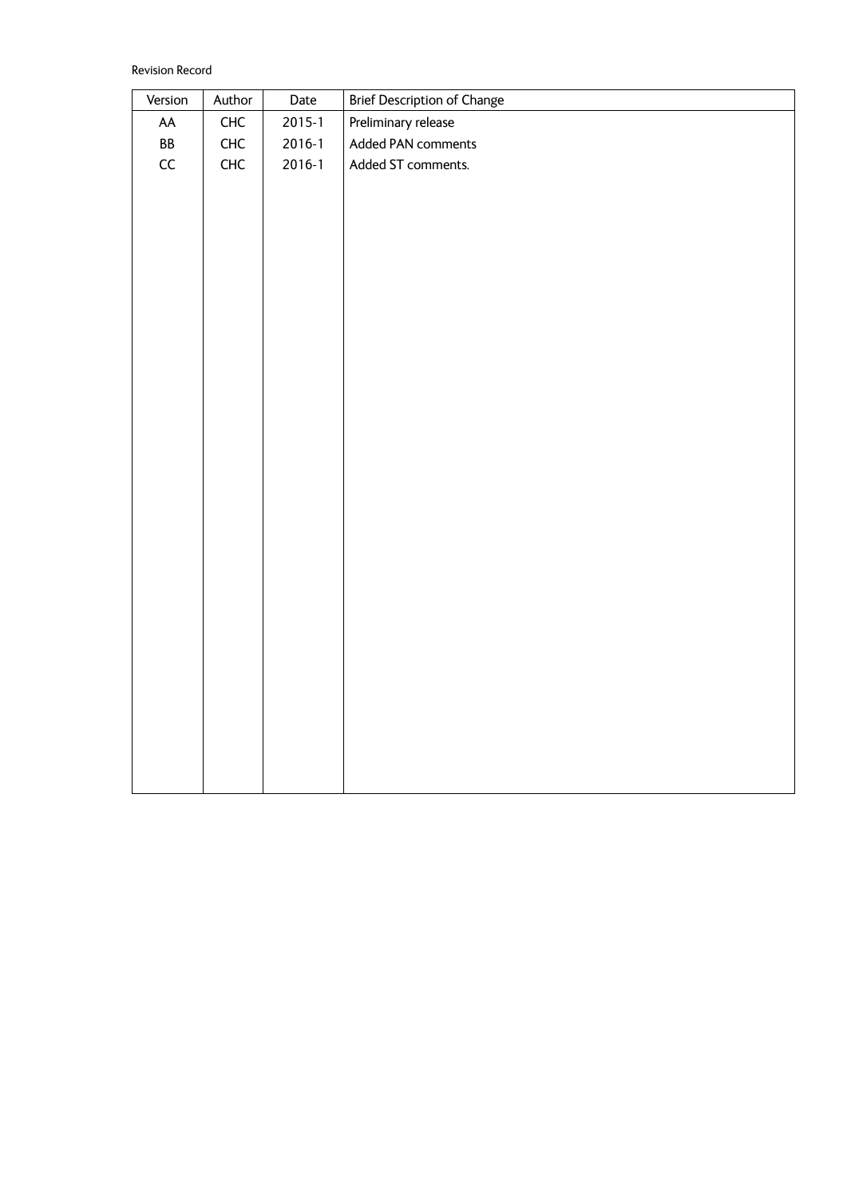Revision Record

| Version | Author | Date | Brief Description of Change |
| --- | --- | --- | --- |
| AA | CHC | 2015-1 | Preliminary release |
| BB | CHC | 2016-1 | Added PAN comments |
| CC | CHC | 2016-1 | Added ST comments. |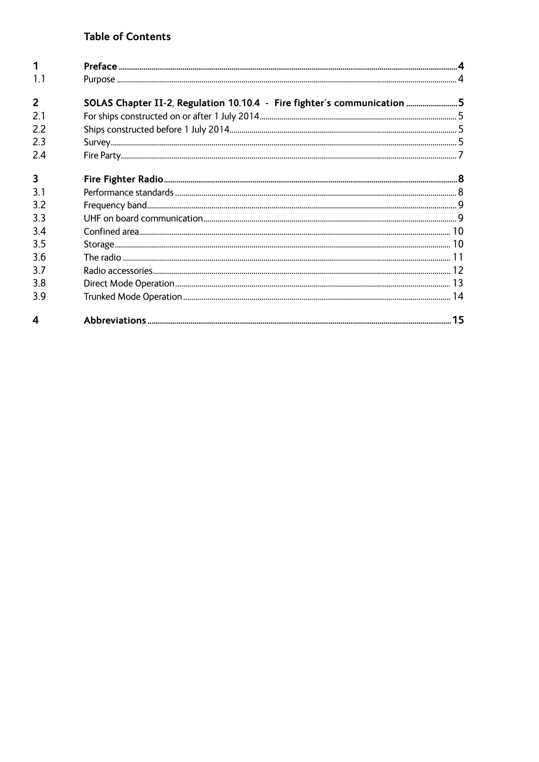## Table of Contents

| | | |
|---|---|---|
| **1** | **Preface** | **4** |
| 1.1 | Purpose | 4 |
| **2** | **SOLAS Chapter II-2, Regulation 10.10.4 - Fire fighter´s communication** | **5** |
| 2.1 | For ships constructed on or after 1 July 2014 | 5 |
| 2.2 | Ships constructed before 1 July 2014 | 5 |
| 2.3 | Survey | 5 |
| 2.4 | Fire Party | 7 |
| **3** | **Fire Fighter Radio** | **8** |
| 3.1 | Performance standards | 8 |
| 3.2 | Frequency band | 9 |
| 3.3 | UHF on board communication | 9 |
| 3.4 | Confined area | 10 |
| 3.5 | Storage | 10 |
| 3.6 | The radio | 11 |
| 3.7 | Radio accessories | 12 |
| 3.8 | Direct Mode Operation | 13 |
| 3.9 | Trunked Mode Operation | 14 |
| **4** | **Abbreviations** | **15** |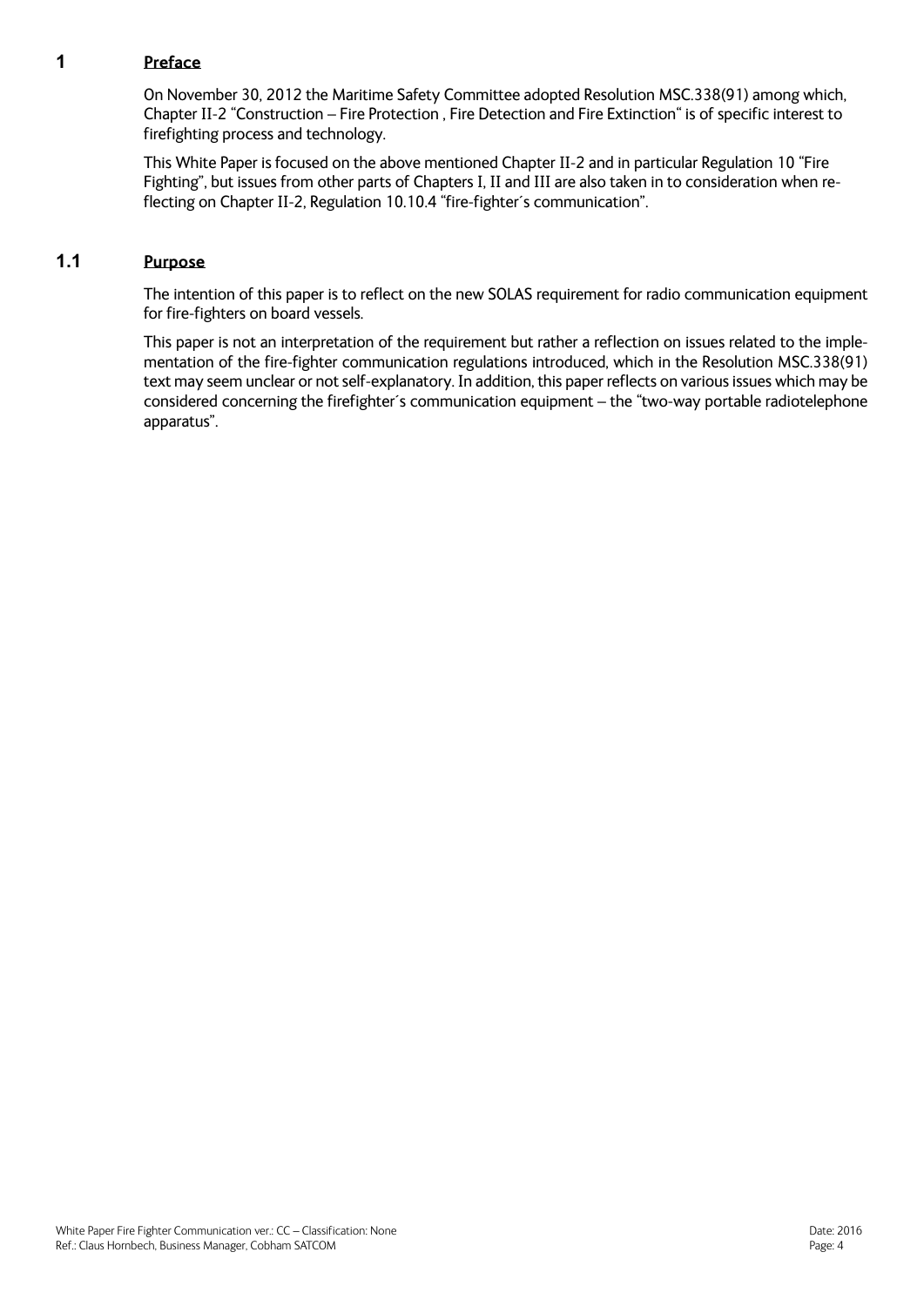# 1 Preface

On November 30, 2012 the Maritime Safety Committee adopted Resolution MSC.338(91) among which, Chapter II-2 "Construction – Fire Protection , Fire Detection and Fire Extinction" is of specific interest to firefighting process and technology.

This White Paper is focused on the above mentioned Chapter II-2 and in particular Regulation 10 "Fire Fighting", but issues from other parts of Chapters I, II and III are also taken in to consideration when reflecting on Chapter II-2, Regulation 10.10.4 "fire-fighter´s communication".

## 1.1 Purpose

The intention of this paper is to reflect on the new SOLAS requirement for radio communication equipment for fire-fighters on board vessels.

This paper is not an interpretation of the requirement but rather a reflection on issues related to the implementation of the fire-fighter communication regulations introduced, which in the Resolution MSC.338(91) text may seem unclear or not self-explanatory. In addition, this paper reflects on various issues which may be considered concerning the firefighter´s communication equipment – the "two-way portable radiotelephone apparatus".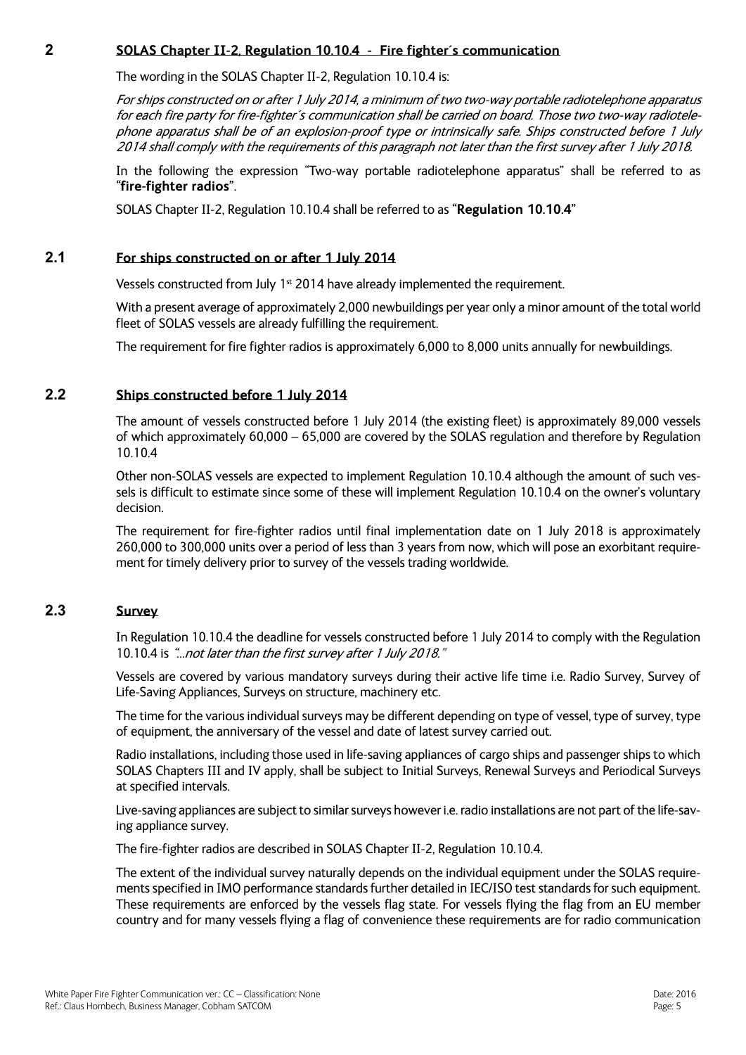## 2 SOLAS Chapter II-2, Regulation 10.10.4 - Fire fighter´s communication

The wording in the SOLAS Chapter II-2, Regulation 10.10.4 is:

*For ships constructed on or after 1 July 2014, a minimum of two two-way portable radiotelephone apparatus for each fire party for fire-fighter´s communication shall be carried on board. Those two two-way radiotelephone apparatus shall be of an explosion-proof type or intrinsically safe. Ships constructed before 1 July 2014 shall comply with the requirements of this paragraph not later than the first survey after 1 July 2018.*

In the following the expression "Two-way portable radiotelephone apparatus" shall be referred to as "**fire-fighter radios**".

SOLAS Chapter II-2, Regulation 10.10.4 shall be referred to as "**Regulation 10.10.4**"

### 2.1 For ships constructed on or after 1 July 2014

Vessels constructed from July 1st 2014 have already implemented the requirement.

With a present average of approximately 2,000 newbuildings per year only a minor amount of the total world fleet of SOLAS vessels are already fulfilling the requirement.

The requirement for fire fighter radios is approximately 6,000 to 8,000 units annually for newbuildings.

### 2.2 Ships constructed before 1 July 2014

The amount of vessels constructed before 1 July 2014 (the existing fleet) is approximately 89,000 vessels of which approximately 60,000 – 65,000 are covered by the SOLAS regulation and therefore by Regulation 10.10.4

Other non-SOLAS vessels are expected to implement Regulation 10.10.4 although the amount of such vessels is difficult to estimate since some of these will implement Regulation 10.10.4 on the owner's voluntary decision.

The requirement for fire-fighter radios until final implementation date on 1 July 2018 is approximately 260,000 to 300,000 units over a period of less than 3 years from now, which will pose an exorbitant requirement for timely delivery prior to survey of the vessels trading worldwide.

### 2.3 Survey

In Regulation 10.10.4 the deadline for vessels constructed before 1 July 2014 to comply with the Regulation 10.10.4 is *"…not later than the first survey after 1 July 2018."*

Vessels are covered by various mandatory surveys during their active life time i.e. Radio Survey, Survey of Life-Saving Appliances, Surveys on structure, machinery etc.

The time for the various individual surveys may be different depending on type of vessel, type of survey, type of equipment, the anniversary of the vessel and date of latest survey carried out.

Radio installations, including those used in life-saving appliances of cargo ships and passenger ships to which SOLAS Chapters III and IV apply, shall be subject to Initial Surveys, Renewal Surveys and Periodical Surveys at specified intervals.

Live-saving appliances are subject to similar surveys however i.e. radio installations are not part of the life-saving appliance survey.

The fire-fighter radios are described in SOLAS Chapter II-2, Regulation 10.10.4.

The extent of the individual survey naturally depends on the individual equipment under the SOLAS requirements specified in IMO performance standards further detailed in IEC/ISO test standards for such equipment. These requirements are enforced by the vessels flag state. For vessels flying the flag from an EU member country and for many vessels flying a flag of convenience these requirements are for radio communication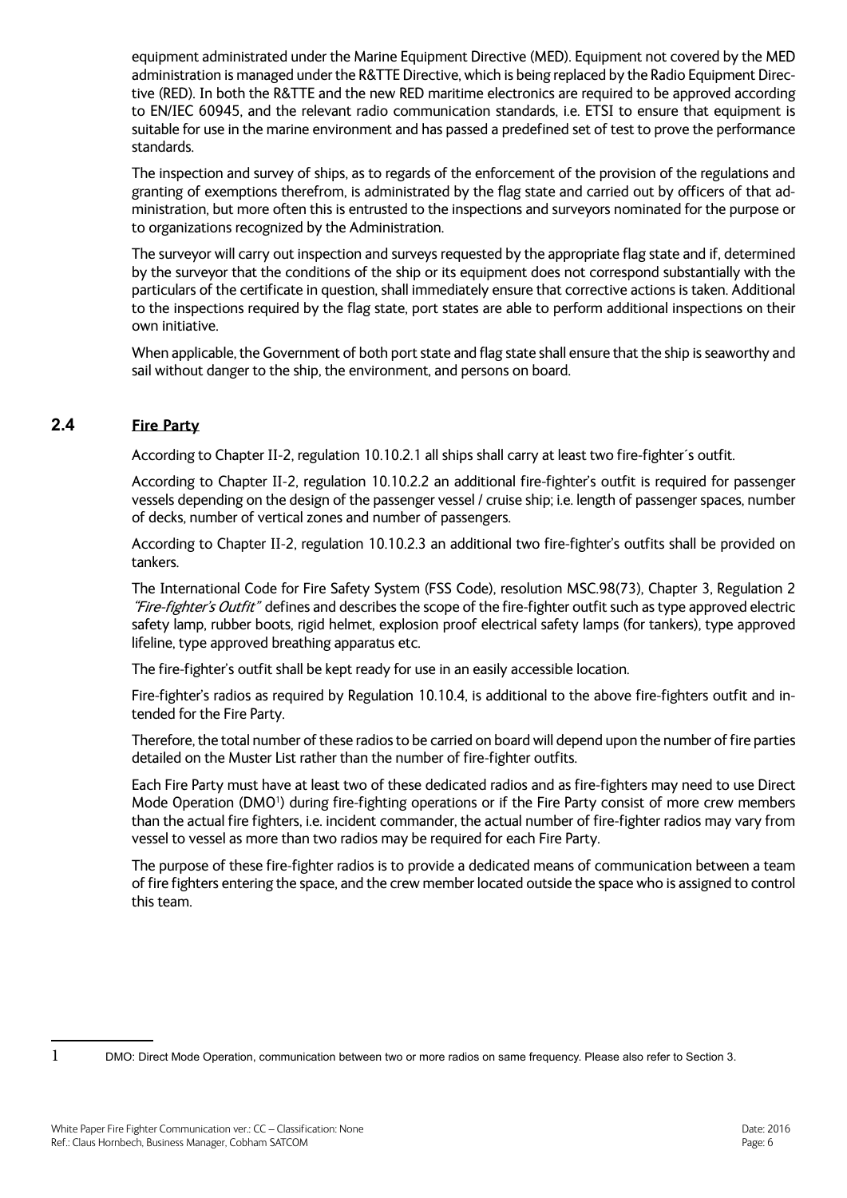equipment administrated under the Marine Equipment Directive (MED). Equipment not covered by the MED administration is managed under the R&TTE Directive, which is being replaced by the Radio Equipment Directive (RED). In both the R&TTE and the new RED maritime electronics are required to be approved according to EN/IEC 60945, and the relevant radio communication standards, i.e. ETSI to ensure that equipment is suitable for use in the marine environment and has passed a predefined set of test to prove the performance standards.

The inspection and survey of ships, as to regards of the enforcement of the provision of the regulations and granting of exemptions therefrom, is administrated by the flag state and carried out by officers of that administration, but more often this is entrusted to the inspections and surveyors nominated for the purpose or to organizations recognized by the Administration.

The surveyor will carry out inspection and surveys requested by the appropriate flag state and if, determined by the surveyor that the conditions of the ship or its equipment does not correspond substantially with the particulars of the certificate in question, shall immediately ensure that corrective actions is taken. Additional to the inspections required by the flag state, port states are able to perform additional inspections on their own initiative.

When applicable, the Government of both port state and flag state shall ensure that the ship is seaworthy and sail without danger to the ship, the environment, and persons on board.

## 2.4 Fire Party

According to Chapter II-2, regulation 10.10.2.1 all ships shall carry at least two fire-fighter´s outfit.

According to Chapter II-2, regulation 10.10.2.2 an additional fire-fighter's outfit is required for passenger vessels depending on the design of the passenger vessel / cruise ship; i.e. length of passenger spaces, number of decks, number of vertical zones and number of passengers.

According to Chapter II-2, regulation 10.10.2.3 an additional two fire-fighter's outfits shall be provided on tankers.

The International Code for Fire Safety System (FSS Code), resolution MSC.98(73), Chapter 3, Regulation 2 *"Fire-fighter's Outfit"* defines and describes the scope of the fire-fighter outfit such as type approved electric safety lamp, rubber boots, rigid helmet, explosion proof electrical safety lamps (for tankers), type approved lifeline, type approved breathing apparatus etc.

The fire-fighter's outfit shall be kept ready for use in an easily accessible location.

Fire-fighter's radios as required by Regulation 10.10.4, is additional to the above fire-fighters outfit and intended for the Fire Party.

Therefore, the total number of these radios to be carried on board will depend upon the number of fire parties detailed on the Muster List rather than the number of fire-fighter outfits.

Each Fire Party must have at least two of these dedicated radios and as fire-fighters may need to use Direct Mode Operation (DMO[1]) during fire-fighting operations or if the Fire Party consist of more crew members than the actual fire fighters, i.e. incident commander, the actual number of fire-fighter radios may vary from vessel to vessel as more than two radios may be required for each Fire Party.

The purpose of these fire-fighter radios is to provide a dedicated means of communication between a team of fire fighters entering the space, and the crew member located outside the space who is assigned to control this team.

---

[1] DMO: Direct Mode Operation, communication between two or more radios on same frequency. Please also refer to Section 3.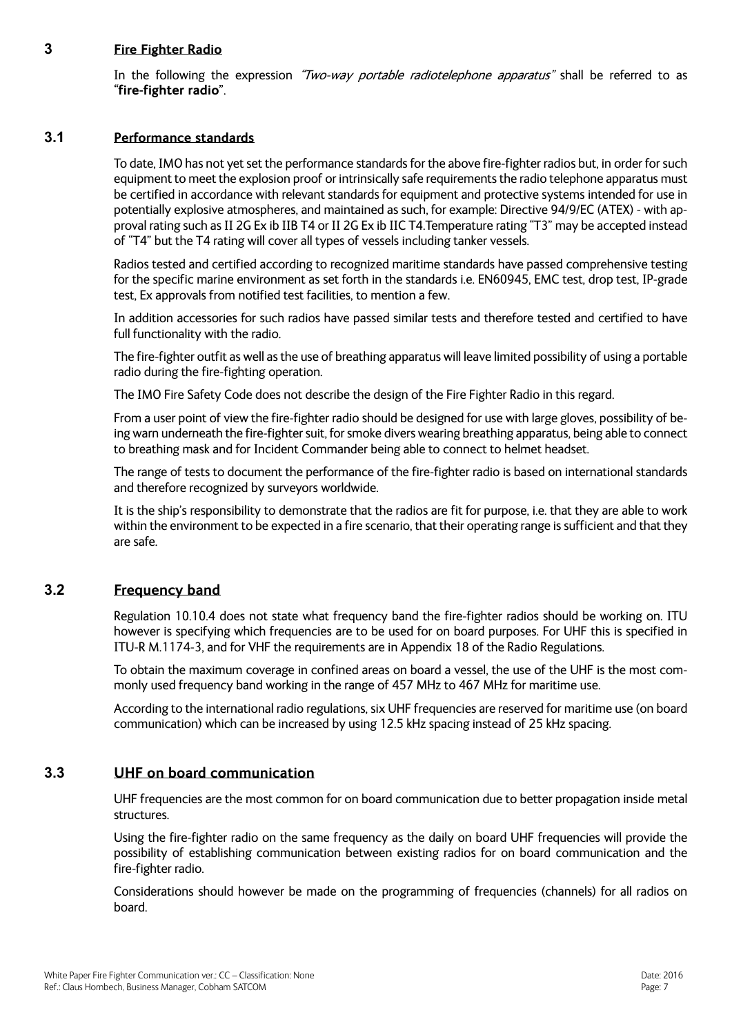## 3 Fire Fighter Radio

In the following the expression *"Two-way portable radiotelephone apparatus"* shall be referred to as "**fire-fighter radio**".

### 3.1 Performance standards

To date, IMO has not yet set the performance standards for the above fire-fighter radios but, in order for such equipment to meet the explosion proof or intrinsically safe requirements the radio telephone apparatus must be certified in accordance with relevant standards for equipment and protective systems intended for use in potentially explosive atmospheres, and maintained as such, for example: Directive 94/9/EC (ATEX) - with approval rating such as II 2G Ex ib IIB T4 or II 2G Ex ib IIC T4.Temperature rating "T3" may be accepted instead of "T4" but the T4 rating will cover all types of vessels including tanker vessels.

Radios tested and certified according to recognized maritime standards have passed comprehensive testing for the specific marine environment as set forth in the standards i.e. EN60945, EMC test, drop test, IP-grade test, Ex approvals from notified test facilities, to mention a few.

In addition accessories for such radios have passed similar tests and therefore tested and certified to have full functionality with the radio.

The fire-fighter outfit as well as the use of breathing apparatus will leave limited possibility of using a portable radio during the fire-fighting operation.

The IMO Fire Safety Code does not describe the design of the Fire Fighter Radio in this regard.

From a user point of view the fire-fighter radio should be designed for use with large gloves, possibility of being warn underneath the fire-fighter suit, for smoke divers wearing breathing apparatus, being able to connect to breathing mask and for Incident Commander being able to connect to helmet headset.

The range of tests to document the performance of the fire-fighter radio is based on international standards and therefore recognized by surveyors worldwide.

It is the ship's responsibility to demonstrate that the radios are fit for purpose, i.e. that they are able to work within the environment to be expected in a fire scenario, that their operating range is sufficient and that they are safe.

### 3.2 Frequency band

Regulation 10.10.4 does not state what frequency band the fire-fighter radios should be working on. ITU however is specifying which frequencies are to be used for on board purposes. For UHF this is specified in ITU-R M.1174-3, and for VHF the requirements are in Appendix 18 of the Radio Regulations.

To obtain the maximum coverage in confined areas on board a vessel, the use of the UHF is the most commonly used frequency band working in the range of 457 MHz to 467 MHz for maritime use.

According to the international radio regulations, six UHF frequencies are reserved for maritime use (on board communication) which can be increased by using 12.5 kHz spacing instead of 25 kHz spacing.

### 3.3 UHF on board communication

UHF frequencies are the most common for on board communication due to better propagation inside metal structures.

Using the fire-fighter radio on the same frequency as the daily on board UHF frequencies will provide the possibility of establishing communication between existing radios for on board communication and the fire-fighter radio.

Considerations should however be made on the programming of frequencies (channels) for all radios on board.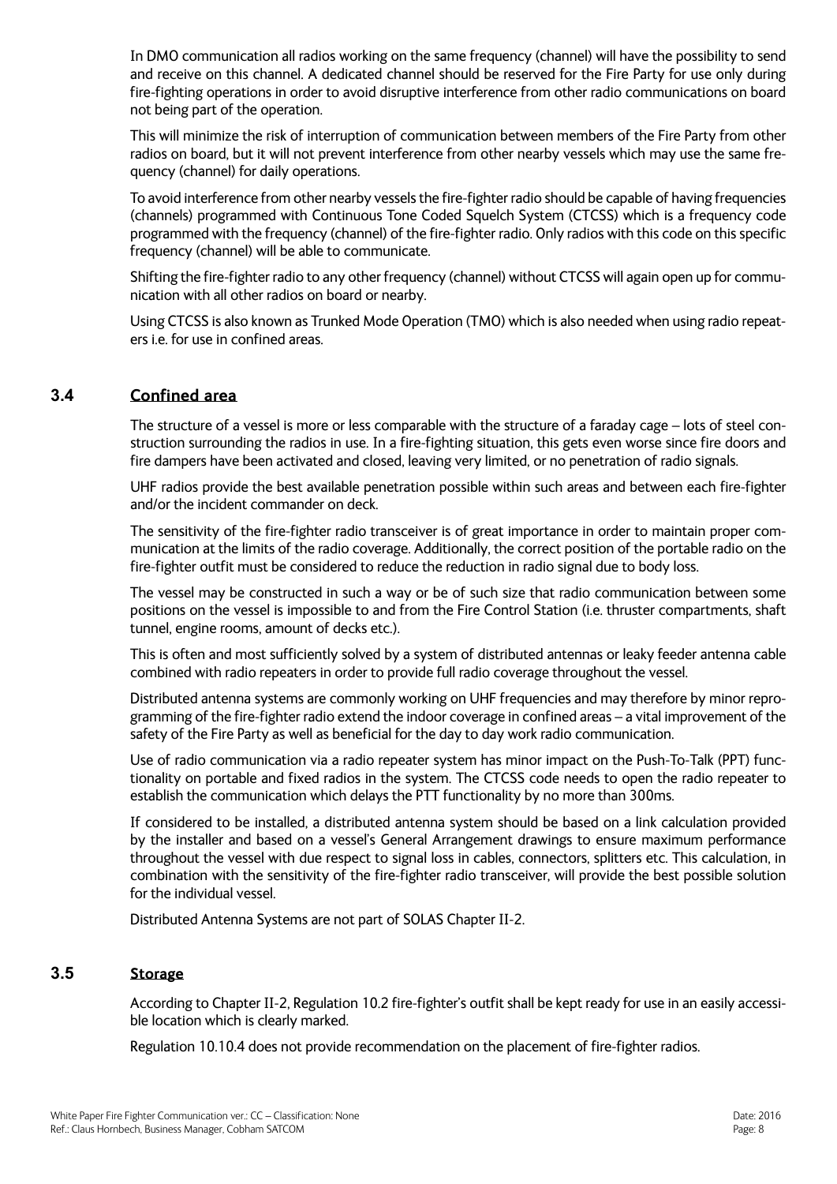In DMO communication all radios working on the same frequency (channel) will have the possibility to send and receive on this channel. A dedicated channel should be reserved for the Fire Party for use only during fire-fighting operations in order to avoid disruptive interference from other radio communications on board not being part of the operation.

This will minimize the risk of interruption of communication between members of the Fire Party from other radios on board, but it will not prevent interference from other nearby vessels which may use the same frequency (channel) for daily operations.

To avoid interference from other nearby vessels the fire-fighter radio should be capable of having frequencies (channels) programmed with Continuous Tone Coded Squelch System (CTCSS) which is a frequency code programmed with the frequency (channel) of the fire-fighter radio. Only radios with this code on this specific frequency (channel) will be able to communicate.

Shifting the fire-fighter radio to any other frequency (channel) without CTCSS will again open up for communication with all other radios on board or nearby.

Using CTCSS is also known as Trunked Mode Operation (TMO) which is also needed when using radio repeaters i.e. for use in confined areas.

## 3.4 Confined area

The structure of a vessel is more or less comparable with the structure of a faraday cage – lots of steel construction surrounding the radios in use. In a fire-fighting situation, this gets even worse since fire doors and fire dampers have been activated and closed, leaving very limited, or no penetration of radio signals.

UHF radios provide the best available penetration possible within such areas and between each fire-fighter and/or the incident commander on deck.

The sensitivity of the fire-fighter radio transceiver is of great importance in order to maintain proper communication at the limits of the radio coverage. Additionally, the correct position of the portable radio on the fire-fighter outfit must be considered to reduce the reduction in radio signal due to body loss.

The vessel may be constructed in such a way or be of such size that radio communication between some positions on the vessel is impossible to and from the Fire Control Station (i.e. thruster compartments, shaft tunnel, engine rooms, amount of decks etc.).

This is often and most sufficiently solved by a system of distributed antennas or leaky feeder antenna cable combined with radio repeaters in order to provide full radio coverage throughout the vessel.

Distributed antenna systems are commonly working on UHF frequencies and may therefore by minor reprogramming of the fire-fighter radio extend the indoor coverage in confined areas – a vital improvement of the safety of the Fire Party as well as beneficial for the day to day work radio communication.

Use of radio communication via a radio repeater system has minor impact on the Push-To-Talk (PPT) functionality on portable and fixed radios in the system. The CTCSS code needs to open the radio repeater to establish the communication which delays the PTT functionality by no more than 300ms.

If considered to be installed, a distributed antenna system should be based on a link calculation provided by the installer and based on a vessel's General Arrangement drawings to ensure maximum performance throughout the vessel with due respect to signal loss in cables, connectors, splitters etc. This calculation, in combination with the sensitivity of the fire-fighter radio transceiver, will provide the best possible solution for the individual vessel.

Distributed Antenna Systems are not part of SOLAS Chapter II-2.

## 3.5 Storage

According to Chapter II-2, Regulation 10.2 fire-fighter's outfit shall be kept ready for use in an easily accessible location which is clearly marked.

Regulation 10.10.4 does not provide recommendation on the placement of fire-fighter radios.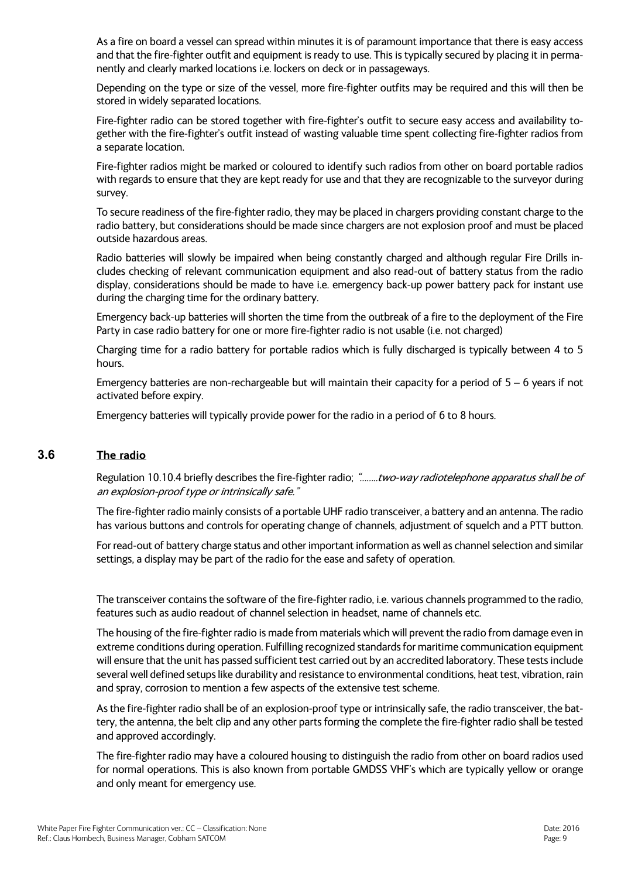As a fire on board a vessel can spread within minutes it is of paramount importance that there is easy access and that the fire-fighter outfit and equipment is ready to use. This is typically secured by placing it in permanently and clearly marked locations i.e. lockers on deck or in passageways.

Depending on the type or size of the vessel, more fire-fighter outfits may be required and this will then be stored in widely separated locations.

Fire-fighter radio can be stored together with fire-fighter's outfit to secure easy access and availability together with the fire-fighter's outfit instead of wasting valuable time spent collecting fire-fighter radios from a separate location.

Fire-fighter radios might be marked or coloured to identify such radios from other on board portable radios with regards to ensure that they are kept ready for use and that they are recognizable to the surveyor during survey.

To secure readiness of the fire-fighter radio, they may be placed in chargers providing constant charge to the radio battery, but considerations should be made since chargers are not explosion proof and must be placed outside hazardous areas.

Radio batteries will slowly be impaired when being constantly charged and although regular Fire Drills includes checking of relevant communication equipment and also read-out of battery status from the radio display, considerations should be made to have i.e. emergency back-up power battery pack for instant use during the charging time for the ordinary battery.

Emergency back-up batteries will shorten the time from the outbreak of a fire to the deployment of the Fire Party in case radio battery for one or more fire-fighter radio is not usable (i.e. not charged)

Charging time for a radio battery for portable radios which is fully discharged is typically between 4 to 5 hours.

Emergency batteries are non-rechargeable but will maintain their capacity for a period of 5 – 6 years if not activated before expiry.

Emergency batteries will typically provide power for the radio in a period of 6 to 8 hours.

## 3.6 The radio

Regulation 10.10.4 briefly describes the fire-fighter radio; *"........two-way radiotelephone apparatus shall be of an explosion-proof type or intrinsically safe."*

The fire-fighter radio mainly consists of a portable UHF radio transceiver, a battery and an antenna. The radio has various buttons and controls for operating change of channels, adjustment of squelch and a PTT button.

For read-out of battery charge status and other important information as well as channel selection and similar settings, a display may be part of the radio for the ease and safety of operation.

The transceiver contains the software of the fire-fighter radio, i.e. various channels programmed to the radio, features such as audio readout of channel selection in headset, name of channels etc.

The housing of the fire-fighter radio is made from materials which will prevent the radio from damage even in extreme conditions during operation. Fulfilling recognized standards for maritime communication equipment will ensure that the unit has passed sufficient test carried out by an accredited laboratory. These tests include several well defined setups like durability and resistance to environmental conditions, heat test, vibration, rain and spray, corrosion to mention a few aspects of the extensive test scheme.

As the fire-fighter radio shall be of an explosion-proof type or intrinsically safe, the radio transceiver, the battery, the antenna, the belt clip and any other parts forming the complete the fire-fighter radio shall be tested and approved accordingly.

The fire-fighter radio may have a coloured housing to distinguish the radio from other on board radios used for normal operations. This is also known from portable GMDSS VHF's which are typically yellow or orange and only meant for emergency use.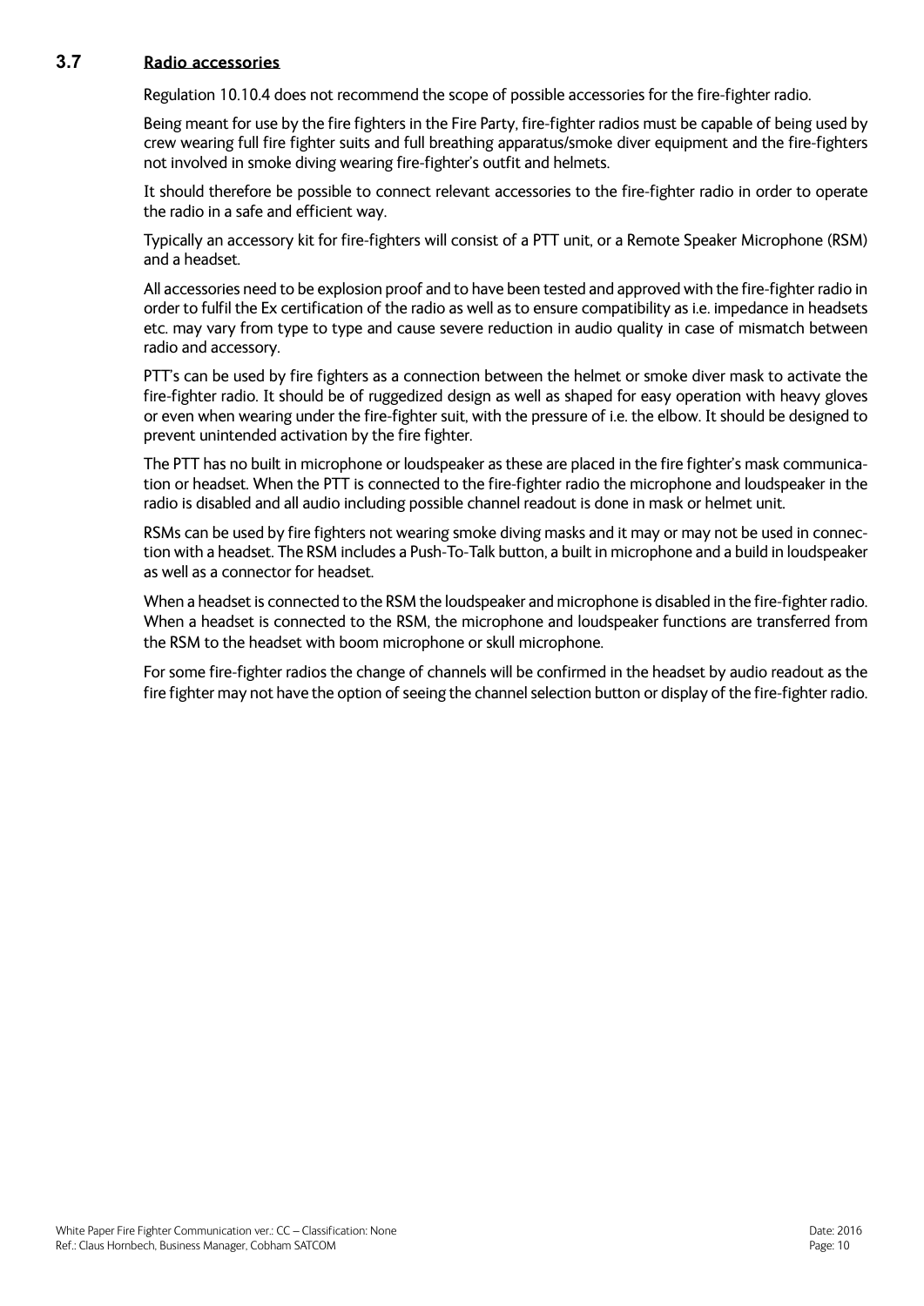### 3.7 Radio accessories

Regulation 10.10.4 does not recommend the scope of possible accessories for the fire-fighter radio.

Being meant for use by the fire fighters in the Fire Party, fire-fighter radios must be capable of being used by crew wearing full fire fighter suits and full breathing apparatus/smoke diver equipment and the fire-fighters not involved in smoke diving wearing fire-fighter's outfit and helmets.

It should therefore be possible to connect relevant accessories to the fire-fighter radio in order to operate the radio in a safe and efficient way.

Typically an accessory kit for fire-fighters will consist of a PTT unit, or a Remote Speaker Microphone (RSM) and a headset.

All accessories need to be explosion proof and to have been tested and approved with the fire-fighter radio in order to fulfil the Ex certification of the radio as well as to ensure compatibility as i.e. impedance in headsets etc. may vary from type to type and cause severe reduction in audio quality in case of mismatch between radio and accessory.

PTT's can be used by fire fighters as a connection between the helmet or smoke diver mask to activate the fire-fighter radio. It should be of ruggedized design as well as shaped for easy operation with heavy gloves or even when wearing under the fire-fighter suit, with the pressure of i.e. the elbow. It should be designed to prevent unintended activation by the fire fighter.

The PTT has no built in microphone or loudspeaker as these are placed in the fire fighter's mask communication or headset. When the PTT is connected to the fire-fighter radio the microphone and loudspeaker in the radio is disabled and all audio including possible channel readout is done in mask or helmet unit.

RSMs can be used by fire fighters not wearing smoke diving masks and it may or may not be used in connection with a headset. The RSM includes a Push-To-Talk button, a built in microphone and a build in loudspeaker as well as a connector for headset.

When a headset is connected to the RSM the loudspeaker and microphone is disabled in the fire-fighter radio. When a headset is connected to the RSM, the microphone and loudspeaker functions are transferred from the RSM to the headset with boom microphone or skull microphone.

For some fire-fighter radios the change of channels will be confirmed in the headset by audio readout as the fire fighter may not have the option of seeing the channel selection button or display of the fire-fighter radio.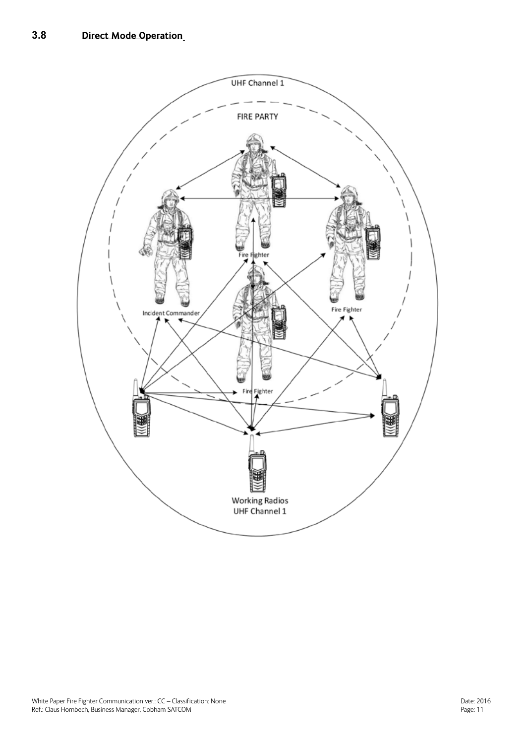### 3.8 Direct Mode Operation

UHF Channel 1

FIRE PARTY

Fire Fighter

Incident Commander

Fire Fighter

Fire Fighter

Working Radios
UHF Channel 1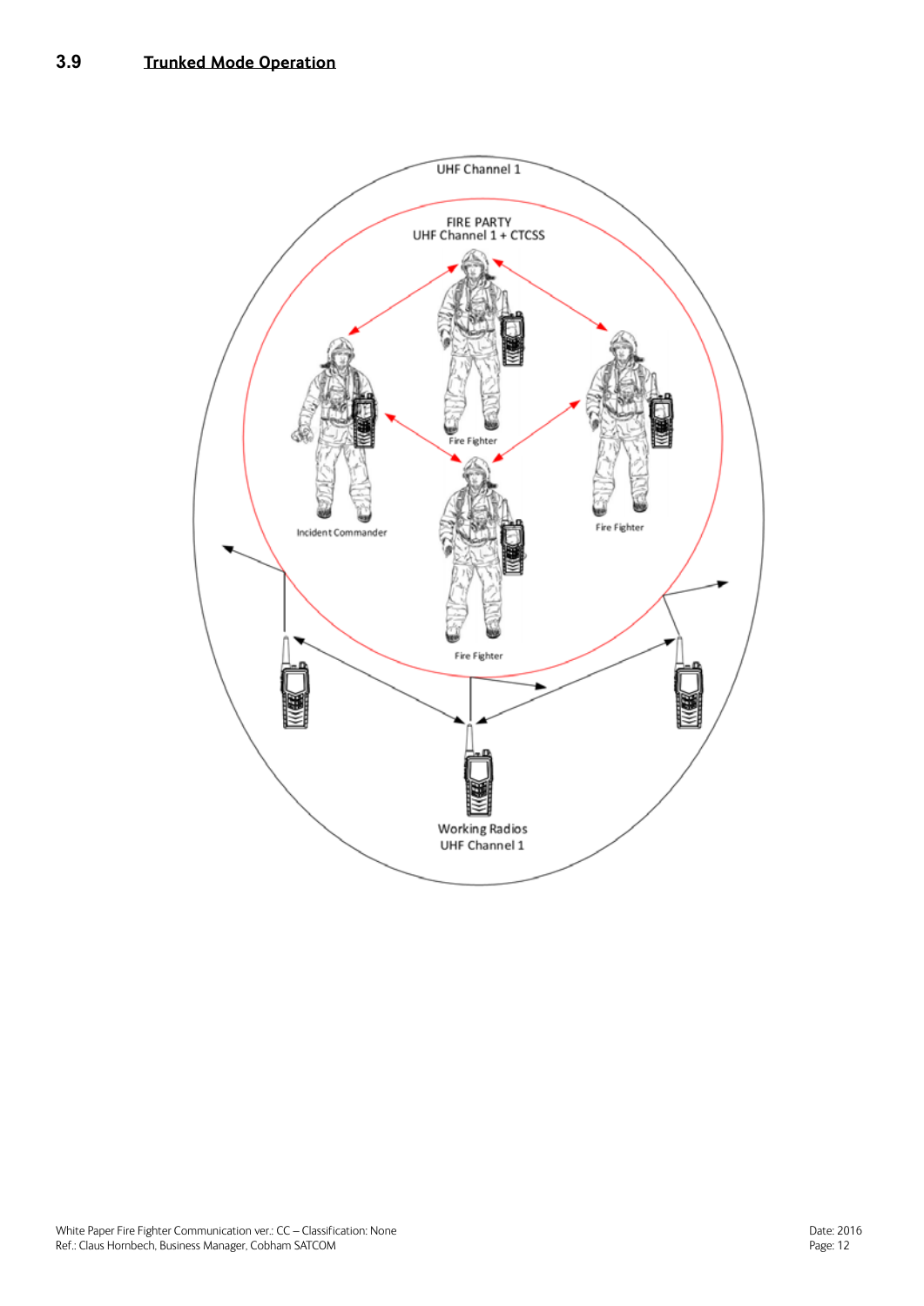## 3.9 Trunked Mode Operation

UHF Channel 1

FIRE PARTY
UHF Channel 1 + CTCSS

Fire Fighter

Incident Commander

Fire Fighter

Fire Fighter

Working Radios
UHF Channel 1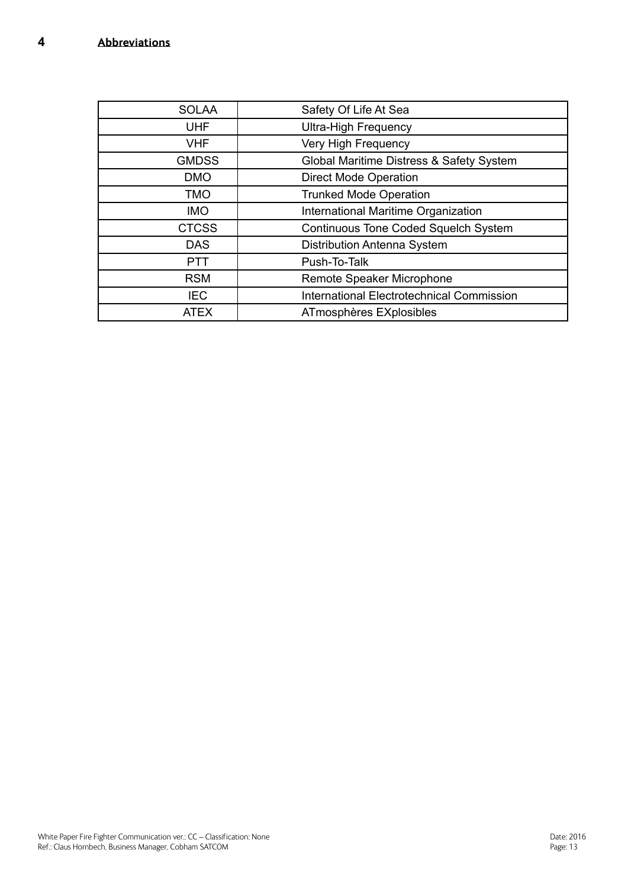# 4 Abbreviations

| | |
|---|---|
| SOLAA | Safety Of Life At Sea |
| UHF | Ultra-High Frequency |
| VHF | Very High Frequency |
| GMDSS | Global Maritime Distress & Safety System |
| DMO | Direct Mode Operation |
| TMO | Trunked Mode Operation |
| IMO | International Maritime Organization |
| CTCSS | Continuous Tone Coded Squelch System |
| DAS | Distribution Antenna System |
| PTT | Push-To-Talk |
| RSM | Remote Speaker Microphone |
| IEC | International Electrotechnical Commission |
| ATEX | ATmosphères EXplosibles |